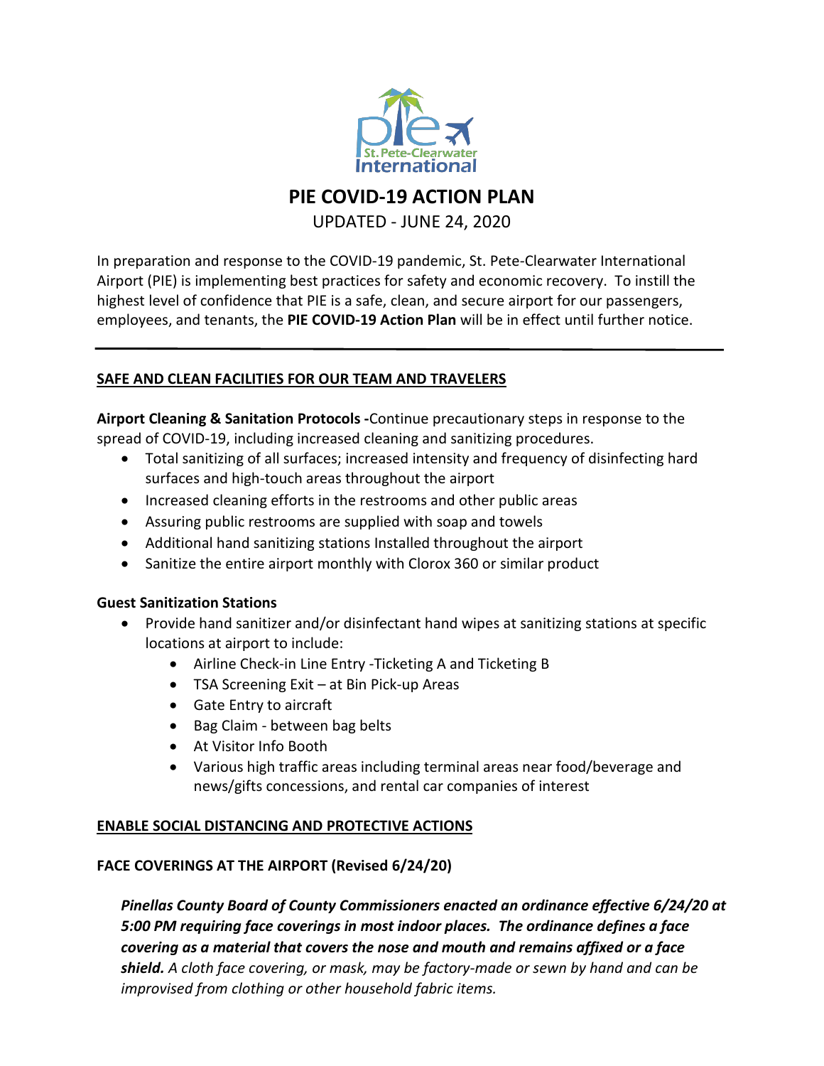# PIE COVID-19 ACTION PLAN

UPDATED - JUNE 24, 2020

In preparation and response to the COVID-19 pandemic, St. Pete-Clearwater International Airport (PIE) is implementing best practices for safety and economic recovery. To instill the highest level of confidence that PIE is a safe, clean, and secure airport for our passengers, employees, and tenants, the **PIE COVID-19 Action Plan** will be in effect until further notice.

---

## SAFE AND CLEAN FACILITIES FOR OUR TEAM AND TRAVELERS

**Airport Cleaning & Sanitation Protocols -**Continue precautionary steps in response to the spread of COVID-19, including increased cleaning and sanitizing procedures.

- Total sanitizing of all surfaces; increased intensity and frequency of disinfecting hard surfaces and high-touch areas throughout the airport
- Increased cleaning efforts in the restrooms and other public areas
- Assuring public restrooms are supplied with soap and towels
- Additional hand sanitizing stations Installed throughout the airport
- Sanitize the entire airport monthly with Clorox 360 or similar product

**Guest Sanitization Stations**

- Provide hand sanitizer and/or disinfectant hand wipes at sanitizing stations at specific locations at airport to include:
  - Airline Check-in Line Entry -Ticketing A and Ticketing B
  - TSA Screening Exit – at Bin Pick-up Areas
  - Gate Entry to aircraft
  - Bag Claim - between bag belts
  - At Visitor Info Booth
  - Various high traffic areas including terminal areas near food/beverage and news/gifts concessions, and rental car companies of interest

## ENABLE SOCIAL DISTANCING AND PROTECTIVE ACTIONS

**FACE COVERINGS AT THE AIRPORT (Revised 6/24/20)**

> ***Pinellas County Board of County Commissioners enacted an ordinance effective 6/24/20 at 5:00 PM requiring face coverings in most indoor places. The ordinance defines a face covering as a material that covers the nose and mouth and remains affixed or a face shield.*** *A cloth face covering, or mask, may be factory-made or sewn by hand and can be improvised from clothing or other household fabric items.*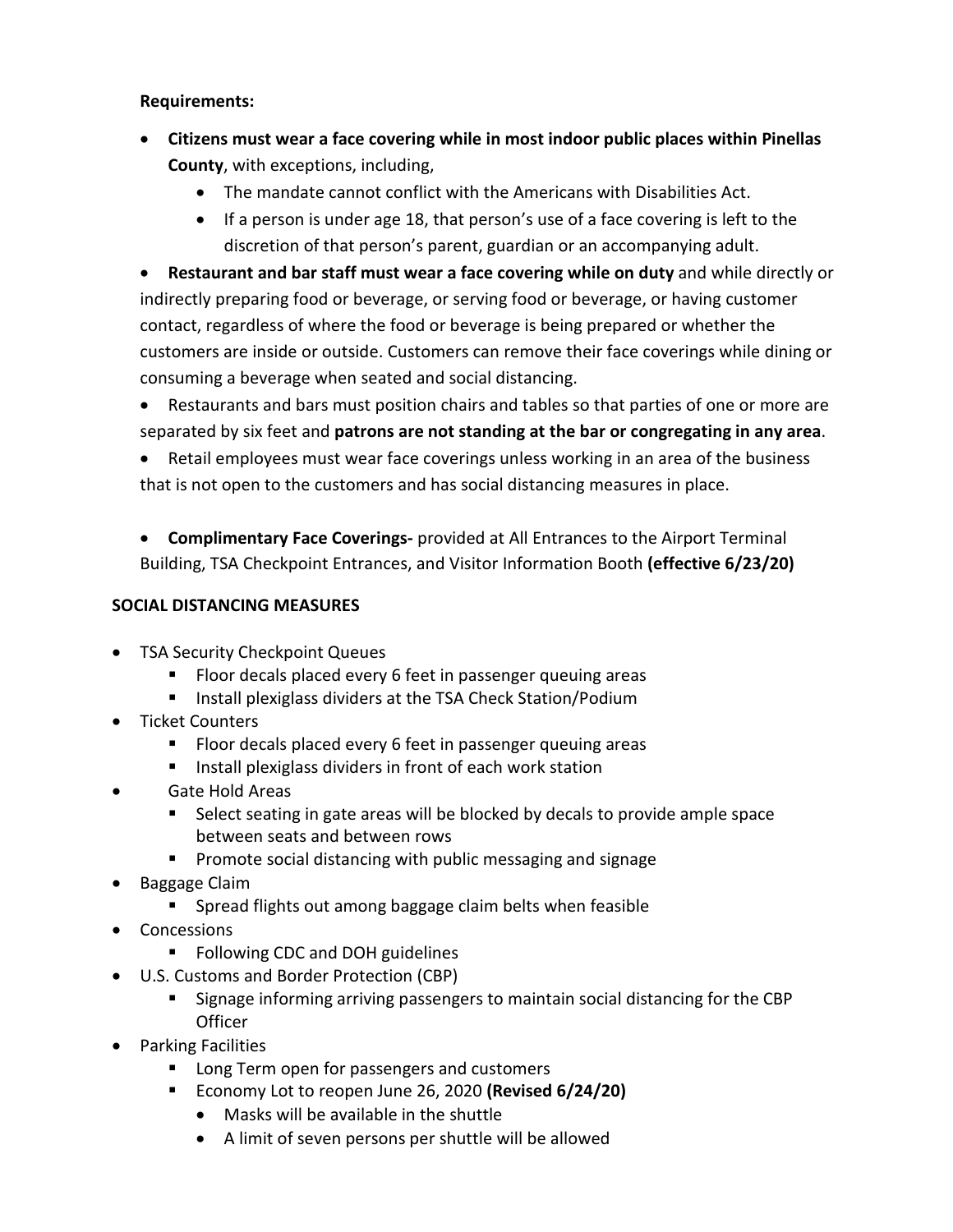**Requirements:**

- **Citizens must wear a face covering while in most indoor public places within Pinellas County**, with exceptions, including,
  - The mandate cannot conflict with the Americans with Disabilities Act.
  - If a person is under age 18, that person's use of a face covering is left to the discretion of that person's parent, guardian or an accompanying adult.
- **Restaurant and bar staff must wear a face covering while on duty** and while directly or indirectly preparing food or beverage, or serving food or beverage, or having customer contact, regardless of where the food or beverage is being prepared or whether the customers are inside or outside. Customers can remove their face coverings while dining or consuming a beverage when seated and social distancing.
- Restaurants and bars must position chairs and tables so that parties of one or more are separated by six feet and **patrons are not standing at the bar or congregating in any area**.
- Retail employees must wear face coverings unless working in an area of the business that is not open to the customers and has social distancing measures in place.

- **Complimentary Face Coverings-** provided at All Entrances to the Airport Terminal Building, TSA Checkpoint Entrances, and Visitor Information Booth **(effective 6/23/20)**

**SOCIAL DISTANCING MEASURES**

- TSA Security Checkpoint Queues
  - Floor decals placed every 6 feet in passenger queuing areas
  - Install plexiglass dividers at the TSA Check Station/Podium
- Ticket Counters
  - Floor decals placed every 6 feet in passenger queuing areas
  - Install plexiglass dividers in front of each work station
- Gate Hold Areas
  - Select seating in gate areas will be blocked by decals to provide ample space between seats and between rows
  - Promote social distancing with public messaging and signage
- Baggage Claim
  - Spread flights out among baggage claim belts when feasible
- Concessions
  - Following CDC and DOH guidelines
- U.S. Customs and Border Protection (CBP)
  - Signage informing arriving passengers to maintain social distancing for the CBP Officer
- Parking Facilities
  - Long Term open for passengers and customers
  - Economy Lot to reopen June 26, 2020 **(Revised 6/24/20)**
    - Masks will be available in the shuttle
    - A limit of seven persons per shuttle will be allowed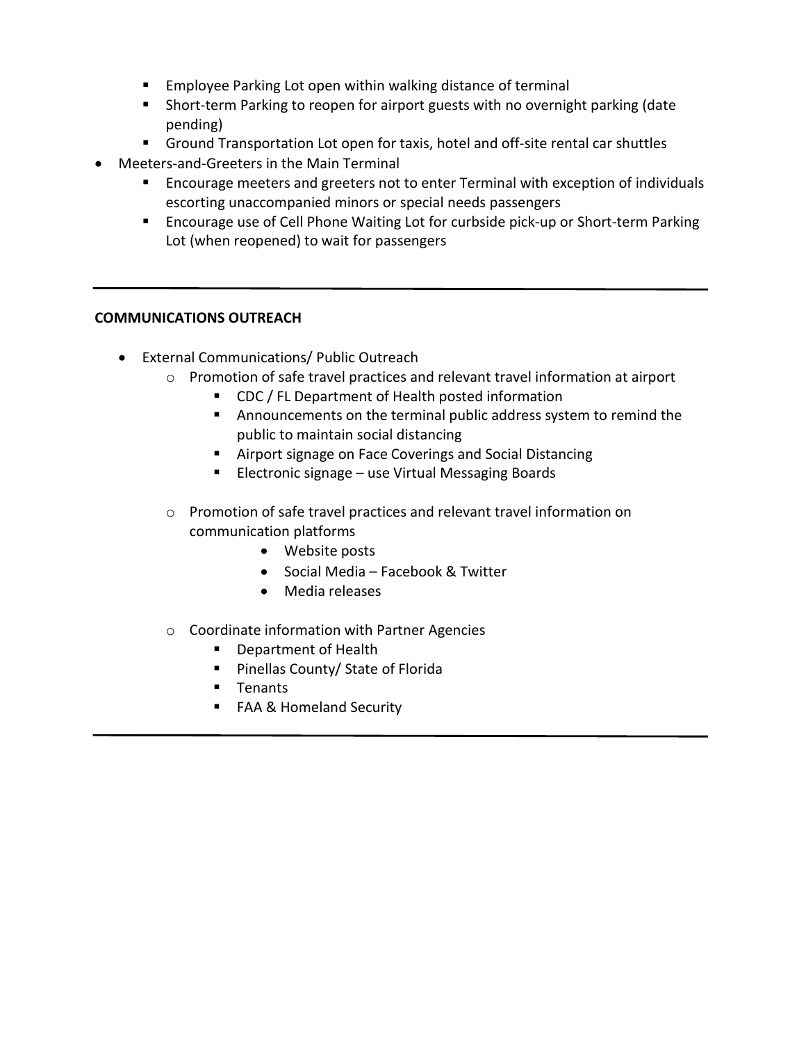- Employee Parking Lot open within walking distance of terminal
        - Short-term Parking to reopen for airport guests with no overnight parking (date pending)
        - Ground Transportation Lot open for taxis, hotel and off-site rental car shuttles
- Meeters-and-Greeters in the Main Terminal
    - Encourage meeters and greeters not to enter Terminal with exception of individuals escorting unaccompanied minors or special needs passengers
    - Encourage use of Cell Phone Waiting Lot for curbside pick-up or Short-term Parking Lot (when reopened) to wait for passengers

---

**COMMUNICATIONS OUTREACH**

- External Communications/ Public Outreach
    - Promotion of safe travel practices and relevant travel information at airport
        - CDC / FL Department of Health posted information
        - Announcements on the terminal public address system to remind the public to maintain social distancing
        - Airport signage on Face Coverings and Social Distancing
        - Electronic signage – use Virtual Messaging Boards
    - Promotion of safe travel practices and relevant travel information on communication platforms
        - Website posts
        - Social Media – Facebook & Twitter
        - Media releases
    - Coordinate information with Partner Agencies
        - Department of Health
        - Pinellas County/ State of Florida
        - Tenants
        - FAA & Homeland Security

---